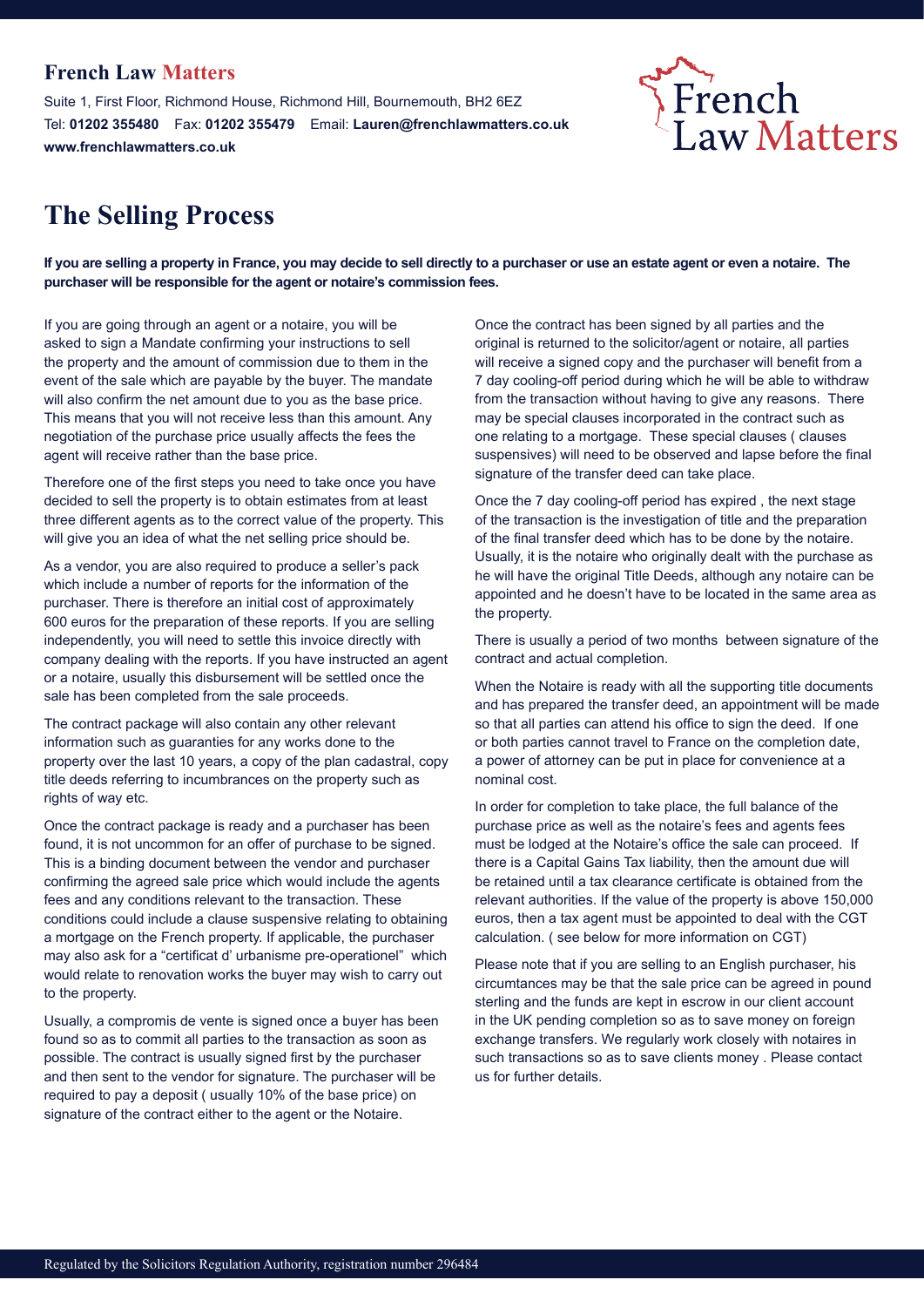## French Law Matters

Suite 1, First Floor, Richmond House, Richmond Hill, Bournemouth, BH2 6EZ
Tel: **01202 355480** Fax: **01202 355479** Email: **Lauren@frenchlawmatters.co.uk**
**www.frenchlawmatters.co.uk**

# The Selling Process

**If you are selling a property in France, you may decide to sell directly to a purchaser or use an estate agent or even a notaire. The purchaser will be responsible for the agent or notaire's commission fees.**

If you are going through an agent or a notaire, you will be asked to sign a Mandate confirming your instructions to sell the property and the amount of commission due to them in the event of the sale which are payable by the buyer. The mandate will also confirm the net amount due to you as the base price. This means that you will not receive less than this amount. Any negotiation of the purchase price usually affects the fees the agent will receive rather than the base price.

Therefore one of the first steps you need to take once you have decided to sell the property is to obtain estimates from at least three different agents as to the correct value of the property. This will give you an idea of what the net selling price should be.

As a vendor, you are also required to produce a seller's pack which include a number of reports for the information of the purchaser. There is therefore an initial cost of approximately 600 euros for the preparation of these reports. If you are selling independently, you will need to settle this invoice directly with company dealing with the reports. If you have instructed an agent or a notaire, usually this disbursement will be settled once the sale has been completed from the sale proceeds.

The contract package will also contain any other relevant information such as guaranties for any works done to the property over the last 10 years, a copy of the plan cadastral, copy title deeds referring to incumbrances on the property such as rights of way etc.

Once the contract package is ready and a purchaser has been found, it is not uncommon for an offer of purchase to be signed. This is a binding document between the vendor and purchaser confirming the agreed sale price which would include the agents fees and any conditions relevant to the transaction. These conditions could include a clause suspensive relating to obtaining a mortgage on the French property. If applicable, the purchaser may also ask for a "certificat d' urbanisme pre-operationel" which would relate to renovation works the buyer may wish to carry out to the property.

Usually, a compromis de vente is signed once a buyer has been found so as to commit all parties to the transaction as soon as possible. The contract is usually signed first by the purchaser and then sent to the vendor for signature. The purchaser will be required to pay a deposit ( usually 10% of the base price) on signature of the contract either to the agent or the Notaire.

Once the contract has been signed by all parties and the original is returned to the solicitor/agent or notaire, all parties will receive a signed copy and the purchaser will benefit from a 7 day cooling-off period during which he will be able to withdraw from the transaction without having to give any reasons. There may be special clauses incorporated in the contract such as one relating to a mortgage. These special clauses ( clauses suspensives) will need to be observed and lapse before the final signature of the transfer deed can take place.

Once the 7 day cooling-off period has expired , the next stage of the transaction is the investigation of title and the preparation of the final transfer deed which has to be done by the notaire. Usually, it is the notaire who originally dealt with the purchase as he will have the original Title Deeds, although any notaire can be appointed and he doesn't have to be located in the same area as the property.

There is usually a period of two months between signature of the contract and actual completion.

When the Notaire is ready with all the supporting title documents and has prepared the transfer deed, an appointment will be made so that all parties can attend his office to sign the deed. If one or both parties cannot travel to France on the completion date, a power of attorney can be put in place for convenience at a nominal cost.

In order for completion to take place, the full balance of the purchase price as well as the notaire's fees and agents fees must be lodged at the Notaire's office the sale can proceed. If there is a Capital Gains Tax liability, then the amount due will be retained until a tax clearance certificate is obtained from the relevant authorities. If the value of the property is above 150,000 euros, then a tax agent must be appointed to deal with the CGT calculation. ( see below for more information on CGT)

Please note that if you are selling to an English purchaser, his circumtances may be that the sale price can be agreed in pound sterling and the funds are kept in escrow in our client account in the UK pending completion so as to save money on foreign exchange transfers. We regularly work closely with notaires in such transactions so as to save clients money . Please contact us for further details.

Regulated by the Solicitors Regulation Authority, registration number 296484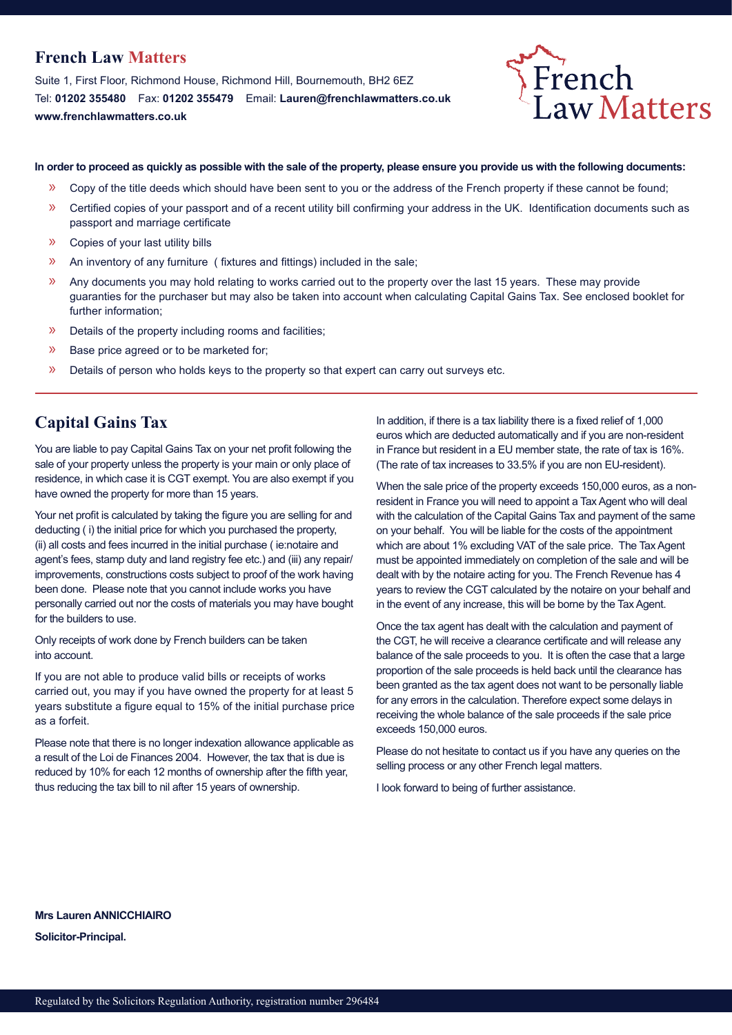## French Law Matters

Suite 1, First Floor, Richmond House, Richmond Hill, Bournemouth, BH2 6EZ
Tel: **01202 355480** Fax: **01202 355479** Email: **Lauren@frenchlawmatters.co.uk**
**www.frenchlawmatters.co.uk**

**In order to proceed as quickly as possible with the sale of the property, please ensure you provide us with the following documents:**

- Copy of the title deeds which should have been sent to you or the address of the French property if these cannot be found;
- Certified copies of your passport and of a recent utility bill confirming your address in the UK. Identification documents such as passport and marriage certificate
- Copies of your last utility bills
- An inventory of any furniture ( fixtures and fittings) included in the sale;
- Any documents you may hold relating to works carried out to the property over the last 15 years. These may provide guaranties for the purchaser but may also be taken into account when calculating Capital Gains Tax. See enclosed booklet for further information;
- Details of the property including rooms and facilities;
- Base price agreed or to be marketed for;
- Details of person who holds keys to the property so that expert can carry out surveys etc.

## Capital Gains Tax

You are liable to pay Capital Gains Tax on your net profit following the sale of your property unless the property is your main or only place of residence, in which case it is CGT exempt. You are also exempt if you have owned the property for more than 15 years.

Your net profit is calculated by taking the figure you are selling for and deducting ( i) the initial price for which you purchased the property, (ii) all costs and fees incurred in the initial purchase ( ie:notaire and agent's fees, stamp duty and land registry fee etc.) and (iii) any repair/ improvements, constructions costs subject to proof of the work having been done. Please note that you cannot include works you have personally carried out nor the costs of materials you may have bought for the builders to use.

Only receipts of work done by French builders can be taken into account.

If you are not able to produce valid bills or receipts of works carried out, you may if you have owned the property for at least 5 years substitute a figure equal to 15% of the initial purchase price as a forfeit.

Please note that there is no longer indexation allowance applicable as a result of the Loi de Finances 2004. However, the tax that is due is reduced by 10% for each 12 months of ownership after the fifth year, thus reducing the tax bill to nil after 15 years of ownership.

In addition, if there is a tax liability there is a fixed relief of 1,000 euros which are deducted automatically and if you are non-resident in France but resident in a EU member state, the rate of tax is 16%. (The rate of tax increases to 33.5% if you are non EU-resident).

When the sale price of the property exceeds 150,000 euros, as a non-resident in France you will need to appoint a Tax Agent who will deal with the calculation of the Capital Gains Tax and payment of the same on your behalf. You will be liable for the costs of the appointment which are about 1% excluding VAT of the sale price. The Tax Agent must be appointed immediately on completion of the sale and will be dealt with by the notaire acting for you. The French Revenue has 4 years to review the CGT calculated by the notaire on your behalf and in the event of any increase, this will be borne by the Tax Agent.

Once the tax agent has dealt with the calculation and payment of the CGT, he will receive a clearance certificate and will release any balance of the sale proceeds to you. It is often the case that a large proportion of the sale proceeds is held back until the clearance has been granted as the tax agent does not want to be personally liable for any errors in the calculation. Therefore expect some delays in receiving the whole balance of the sale proceeds if the sale price exceeds 150,000 euros.

Please do not hesitate to contact us if you have any queries on the selling process or any other French legal matters.

I look forward to being of further assistance.

**Mrs Lauren ANNICCHIAIRO**

**Solicitor-Principal.**

Regulated by the Solicitors Regulation Authority, registration number 296484